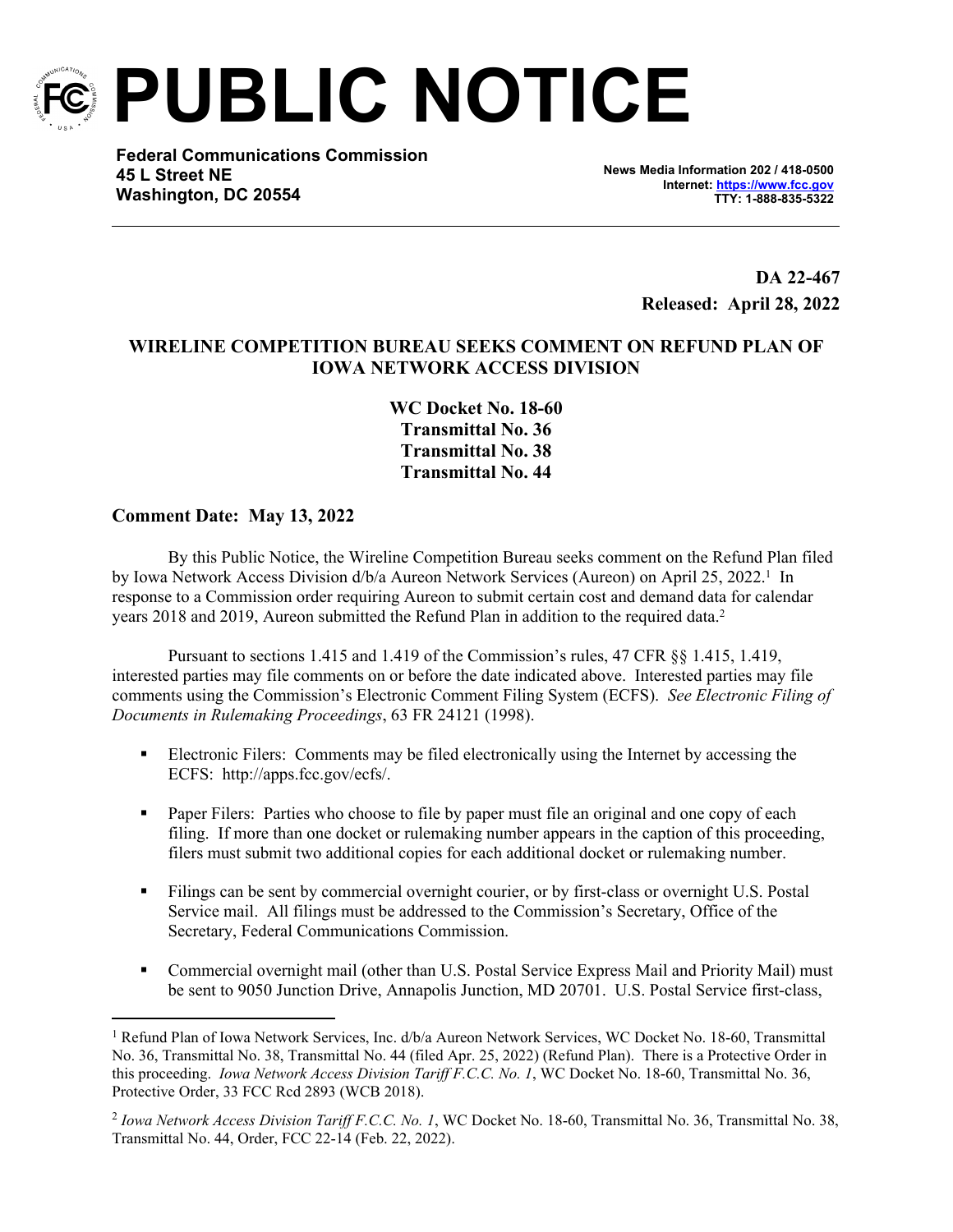# PUBLIC NOTICE

**Federal Communications Commission**
**45 L Street NE**
**Washington, DC 20554**

**News Media Information 202 / 418-0500**
**Internet: https://www.fcc.gov**
**TTY: 1-888-835-5322**

**DA 22-467**
**Released: April 28, 2022**

## WIRELINE COMPETITION BUREAU SEEKS COMMENT ON REFUND PLAN OF IOWA NETWORK ACCESS DIVISION

**WC Docket No. 18-60**
**Transmittal No. 36**
**Transmittal No. 38**
**Transmittal No. 44**

**Comment Date: May 13, 2022**

By this Public Notice, the Wireline Competition Bureau seeks comment on the Refund Plan filed by Iowa Network Access Division d/b/a Aureon Network Services (Aureon) on April 25, 2022.[1] In response to a Commission order requiring Aureon to submit certain cost and demand data for calendar years 2018 and 2019, Aureon submitted the Refund Plan in addition to the required data.[2]

Pursuant to sections 1.415 and 1.419 of the Commission's rules, 47 CFR §§ 1.415, 1.419, interested parties may file comments on or before the date indicated above. Interested parties may file comments using the Commission's Electronic Comment Filing System (ECFS). *See Electronic Filing of Documents in Rulemaking Proceedings*, 63 FR 24121 (1998).

- Electronic Filers: Comments may be filed electronically using the Internet by accessing the ECFS: http://apps.fcc.gov/ecfs/.
- Paper Filers: Parties who choose to file by paper must file an original and one copy of each filing. If more than one docket or rulemaking number appears in the caption of this proceeding, filers must submit two additional copies for each additional docket or rulemaking number.
- Filings can be sent by commercial overnight courier, or by first-class or overnight U.S. Postal Service mail. All filings must be addressed to the Commission's Secretary, Office of the Secretary, Federal Communications Commission.
- Commercial overnight mail (other than U.S. Postal Service Express Mail and Priority Mail) must be sent to 9050 Junction Drive, Annapolis Junction, MD 20701. U.S. Postal Service first-class,

---

[1] Refund Plan of Iowa Network Services, Inc. d/b/a Aureon Network Services, WC Docket No. 18-60, Transmittal No. 36, Transmittal No. 38, Transmittal No. 44 (filed Apr. 25, 2022) (Refund Plan). There is a Protective Order in this proceeding. *Iowa Network Access Division Tariff F.C.C. No. 1*, WC Docket No. 18-60, Transmittal No. 36, Protective Order, 33 FCC Rcd 2893 (WCB 2018).

[2] *Iowa Network Access Division Tariff F.C.C. No. 1*, WC Docket No. 18-60, Transmittal No. 36, Transmittal No. 38, Transmittal No. 44, Order, FCC 22-14 (Feb. 22, 2022).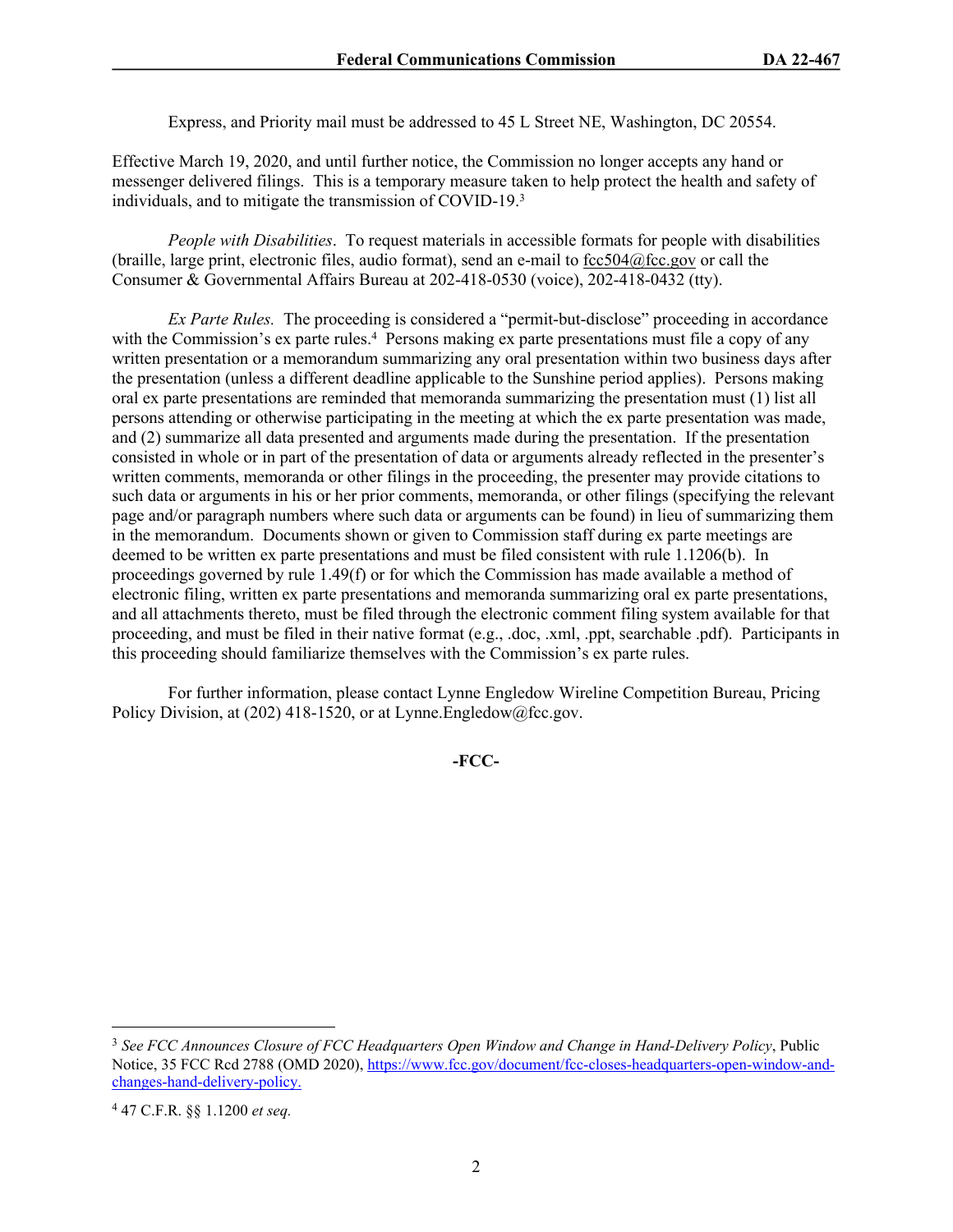Express, and Priority mail must be addressed to 45 L Street NE, Washington, DC 20554.

Effective March 19, 2020, and until further notice, the Commission no longer accepts any hand or messenger delivered filings. This is a temporary measure taken to help protect the health and safety of individuals, and to mitigate the transmission of COVID-19.[3]

*People with Disabilities*. To request materials in accessible formats for people with disabilities (braille, large print, electronic files, audio format), send an e-mail to fcc504@fcc.gov or call the Consumer & Governmental Affairs Bureau at 202-418-0530 (voice), 202-418-0432 (tty).

*Ex Parte Rules.* The proceeding is considered a "permit-but-disclose" proceeding in accordance with the Commission's ex parte rules.[4] Persons making ex parte presentations must file a copy of any written presentation or a memorandum summarizing any oral presentation within two business days after the presentation (unless a different deadline applicable to the Sunshine period applies). Persons making oral ex parte presentations are reminded that memoranda summarizing the presentation must (1) list all persons attending or otherwise participating in the meeting at which the ex parte presentation was made, and (2) summarize all data presented and arguments made during the presentation. If the presentation consisted in whole or in part of the presentation of data or arguments already reflected in the presenter's written comments, memoranda or other filings in the proceeding, the presenter may provide citations to such data or arguments in his or her prior comments, memoranda, or other filings (specifying the relevant page and/or paragraph numbers where such data or arguments can be found) in lieu of summarizing them in the memorandum. Documents shown or given to Commission staff during ex parte meetings are deemed to be written ex parte presentations and must be filed consistent with rule 1.1206(b). In proceedings governed by rule 1.49(f) or for which the Commission has made available a method of electronic filing, written ex parte presentations and memoranda summarizing oral ex parte presentations, and all attachments thereto, must be filed through the electronic comment filing system available for that proceeding, and must be filed in their native format (e.g., .doc, .xml, .ppt, searchable .pdf). Participants in this proceeding should familiarize themselves with the Commission's ex parte rules.

For further information, please contact Lynne Engledow Wireline Competition Bureau, Pricing Policy Division, at (202) 418-1520, or at Lynne.Engledow@fcc.gov.

**-FCC-**

---

[3] *See FCC Announces Closure of FCC Headquarters Open Window and Change in Hand-Delivery Policy*, Public Notice, 35 FCC Rcd 2788 (OMD 2020), https://www.fcc.gov/document/fcc-closes-headquarters-open-window-and-changes-hand-delivery-policy.

[4] 47 C.F.R. §§ 1.1200 *et seq.*